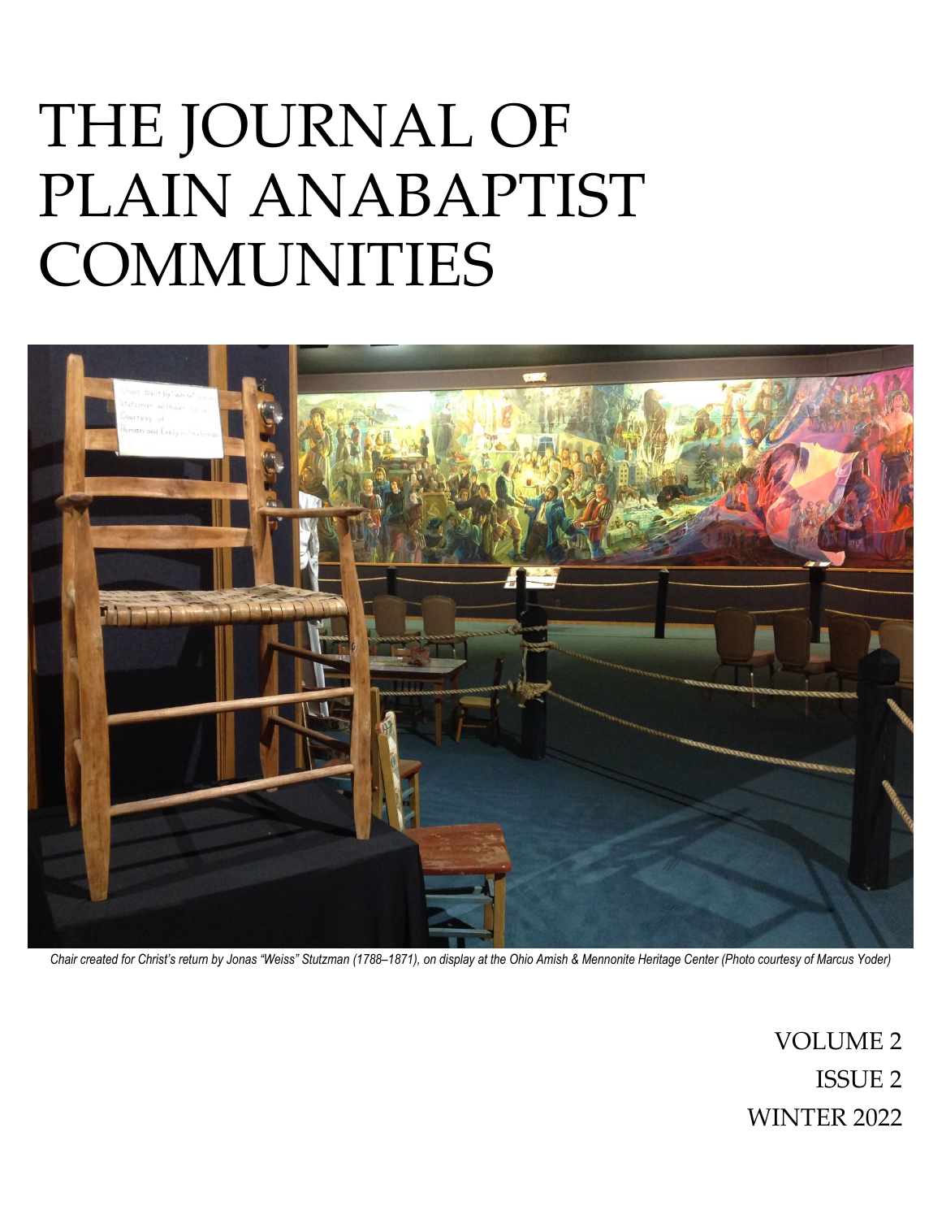# THE JOURNAL OF PLAIN ANABAPTIST COMMUNITIES

*Chair created for Christ's return by Jonas "Weiss" Stutzman (1788–1871), on display at the Ohio Amish & Mennonite Heritage Center (Photo courtesy of Marcus Yoder)*

VOLUME 2

ISSUE 2

WINTER 2022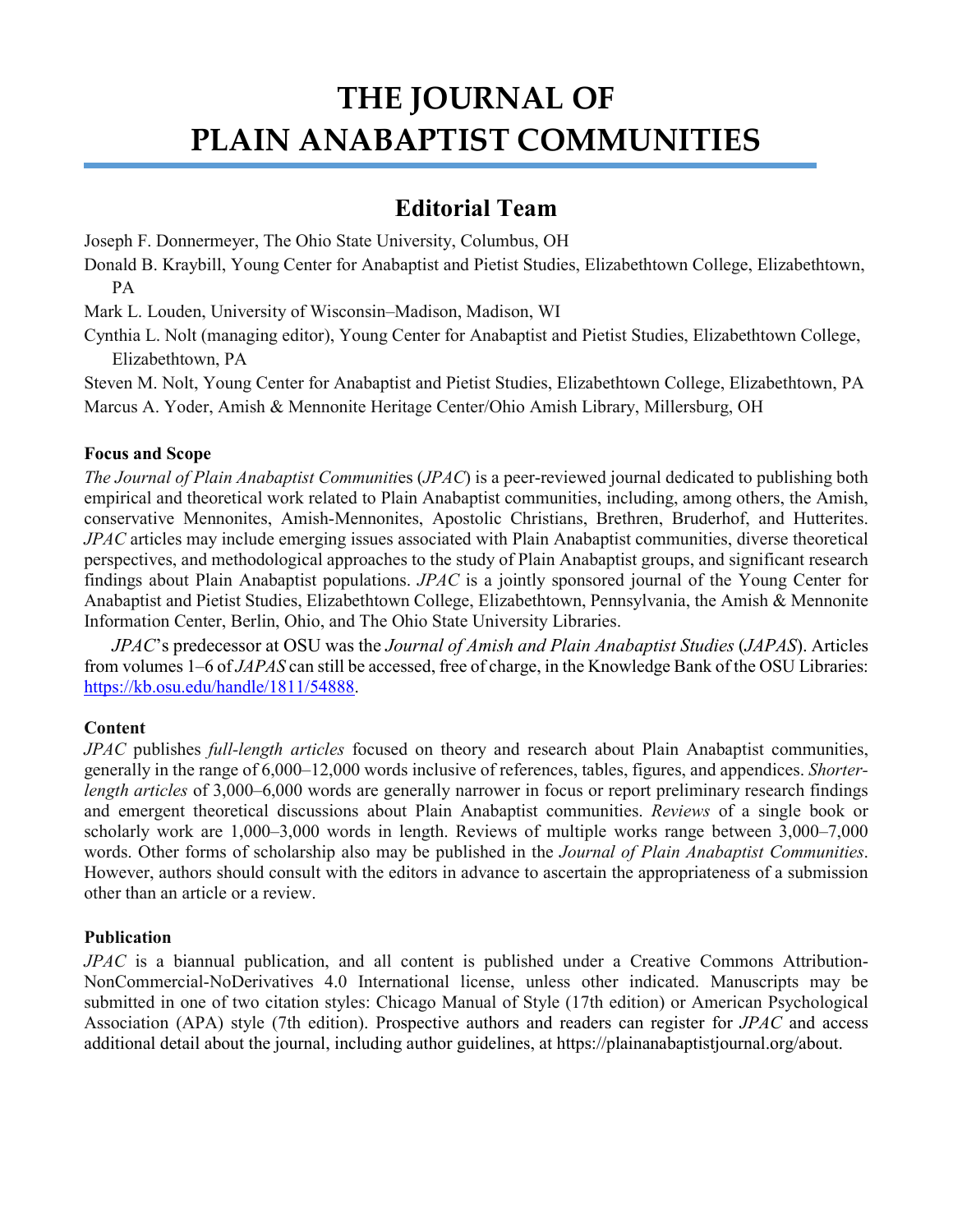# THE JOURNAL OF PLAIN ANABAPTIST COMMUNITIES

## Editorial Team

Joseph F. Donnermeyer, The Ohio State University, Columbus, OH

Donald B. Kraybill, Young Center for Anabaptist and Pietist Studies, Elizabethtown College, Elizabethtown, PA

Mark L. Louden, University of Wisconsin–Madison, Madison, WI

Cynthia L. Nolt (managing editor), Young Center for Anabaptist and Pietist Studies, Elizabethtown College, Elizabethtown, PA

Steven M. Nolt, Young Center for Anabaptist and Pietist Studies, Elizabethtown College, Elizabethtown, PA

Marcus A. Yoder, Amish & Mennonite Heritage Center/Ohio Amish Library, Millersburg, OH

**Focus and Scope**

*The Journal of Plain Anabaptist Communiti*es (*JPAC*) is a peer-reviewed journal dedicated to publishing both empirical and theoretical work related to Plain Anabaptist communities, including, among others, the Amish, conservative Mennonites, Amish-Mennonites, Apostolic Christians, Brethren, Bruderhof, and Hutterites. *JPAC* articles may include emerging issues associated with Plain Anabaptist communities, diverse theoretical perspectives, and methodological approaches to the study of Plain Anabaptist groups, and significant research findings about Plain Anabaptist populations. *JPAC* is a jointly sponsored journal of the Young Center for Anabaptist and Pietist Studies, Elizabethtown College, Elizabethtown, Pennsylvania, the Amish & Mennonite Information Center, Berlin, Ohio, and The Ohio State University Libraries.

*JPAC*'s predecessor at OSU was the *Journal of Amish and Plain Anabaptist Studies* (*JAPAS*). Articles from volumes 1–6 of *JAPAS* can still be accessed, free of charge, in the Knowledge Bank of the OSU Libraries: https://kb.osu.edu/handle/1811/54888.

**Content**

*JPAC* publishes *full-length articles* focused on theory and research about Plain Anabaptist communities, generally in the range of 6,000–12,000 words inclusive of references, tables, figures, and appendices. *Shorter-length articles* of 3,000–6,000 words are generally narrower in focus or report preliminary research findings and emergent theoretical discussions about Plain Anabaptist communities. *Reviews* of a single book or scholarly work are 1,000–3,000 words in length. Reviews of multiple works range between 3,000–7,000 words. Other forms of scholarship also may be published in the *Journal of Plain Anabaptist Communities*. However, authors should consult with the editors in advance to ascertain the appropriateness of a submission other than an article or a review.

**Publication**

*JPAC* is a biannual publication, and all content is published under a Creative Commons Attribution-NonCommercial-NoDerivatives 4.0 International license, unless other indicated. Manuscripts may be submitted in one of two citation styles: Chicago Manual of Style (17th edition) or American Psychological Association (APA) style (7th edition). Prospective authors and readers can register for *JPAC* and access additional detail about the journal, including author guidelines, at https://plainanabaptistjournal.org/about.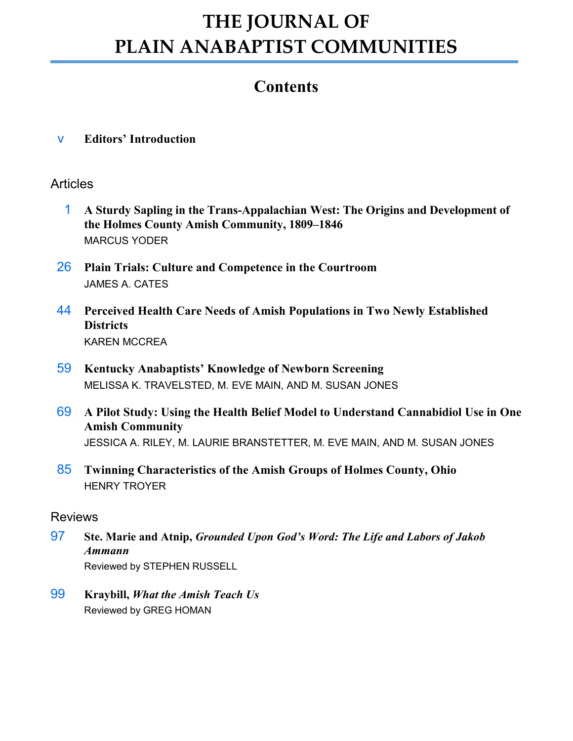# THE JOURNAL OF PLAIN ANABAPTIST COMMUNITIES

## Contents

v **Editors' Introduction**

### Articles

1 **A Sturdy Sapling in the Trans-Appalachian West: The Origins and Development of the Holmes County Amish Community, 1809–1846**
MARCUS YODER

26 **Plain Trials: Culture and Competence in the Courtroom**
JAMES A. CATES

44 **Perceived Health Care Needs of Amish Populations in Two Newly Established Districts**
KAREN MCCREA

59 **Kentucky Anabaptists' Knowledge of Newborn Screening**
MELISSA K. TRAVELSTED, M. EVE MAIN, AND M. SUSAN JONES

69 **A Pilot Study: Using the Health Belief Model to Understand Cannabidiol Use in One Amish Community**
JESSICA A. RILEY, M. LAURIE BRANSTETTER, M. EVE MAIN, AND M. SUSAN JONES

85 **Twinning Characteristics of the Amish Groups of Holmes County, Ohio**
HENRY TROYER

### Reviews

97 **Ste. Marie and Atnip, *Grounded Upon God's Word: The Life and Labors of Jakob Ammann***
Reviewed by STEPHEN RUSSELL

99 **Kraybill, *What the Amish Teach Us***
Reviewed by GREG HOMAN